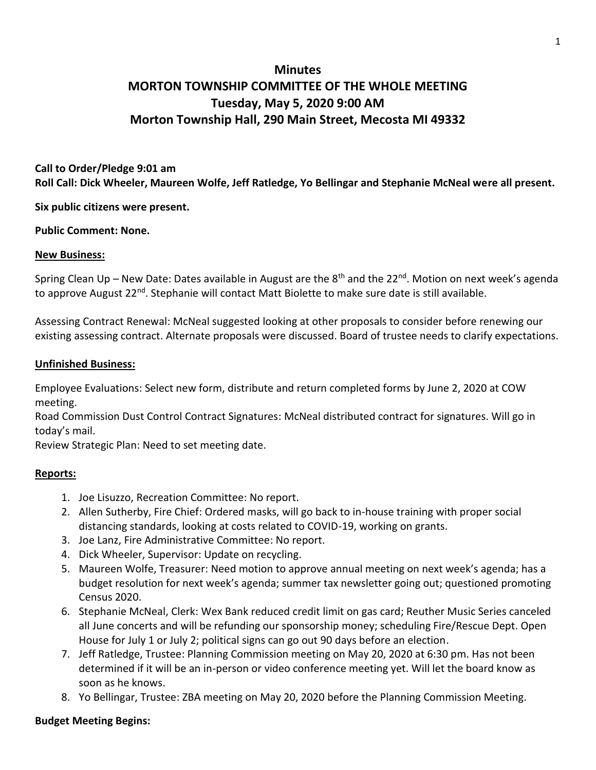# Minutes
# MORTON TOWNSHIP COMMITTEE OF THE WHOLE MEETING
## Tuesday, May 5, 2020 9:00 AM
## Morton Township Hall, 290 Main Street, Mecosta MI 49332

**Call to Order/Pledge 9:01 am**
**Roll Call: Dick Wheeler, Maureen Wolfe, Jeff Ratledge, Yo Bellingar and Stephanie McNeal were all present.**

**Six public citizens were present.**

**Public Comment: None.**

**New Business:**

Spring Clean Up – New Date: Dates available in August are the 8th and the 22nd. Motion on next week's agenda to approve August 22nd. Stephanie will contact Matt Biolette to make sure date is still available.

Assessing Contract Renewal: McNeal suggested looking at other proposals to consider before renewing our existing assessing contract. Alternate proposals were discussed. Board of trustee needs to clarify expectations.

**Unfinished Business:**

Employee Evaluations: Select new form, distribute and return completed forms by June 2, 2020 at COW meeting.
Road Commission Dust Control Contract Signatures: McNeal distributed contract for signatures. Will go in today's mail.
Review Strategic Plan: Need to set meeting date.

**Reports:**

1. Joe Lisuzzo, Recreation Committee: No report.
2. Allen Sutherby, Fire Chief: Ordered masks, will go back to in-house training with proper social distancing standards, looking at costs related to COVID-19, working on grants.
3. Joe Lanz, Fire Administrative Committee: No report.
4. Dick Wheeler, Supervisor: Update on recycling.
5. Maureen Wolfe, Treasurer: Need motion to approve annual meeting on next week's agenda; has a budget resolution for next week's agenda; summer tax newsletter going out; questioned promoting Census 2020.
6. Stephanie McNeal, Clerk: Wex Bank reduced credit limit on gas card; Reuther Music Series canceled all June concerts and will be refunding our sponsorship money; scheduling Fire/Rescue Dept. Open House for July 1 or July 2; political signs can go out 90 days before an election.
7. Jeff Ratledge, Trustee: Planning Commission meeting on May 20, 2020 at 6:30 pm. Has not been determined if it will be an in-person or video conference meeting yet. Will let the board know as soon as he knows.
8. Yo Bellingar, Trustee: ZBA meeting on May 20, 2020 before the Planning Commission Meeting.

**Budget Meeting Begins:**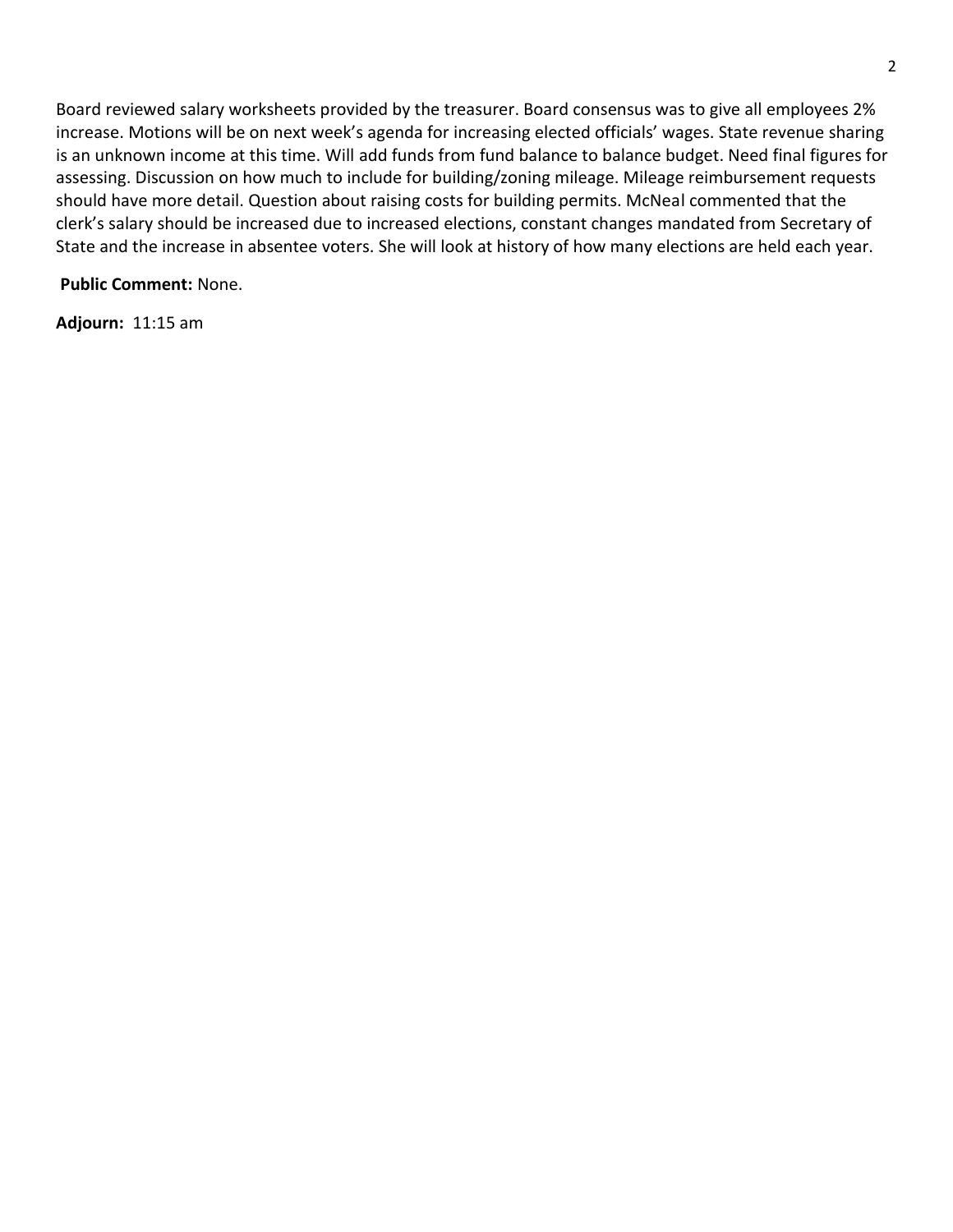Board reviewed salary worksheets provided by the treasurer. Board consensus was to give all employees 2% increase. Motions will be on next week's agenda for increasing elected officials' wages. State revenue sharing is an unknown income at this time. Will add funds from fund balance to balance budget. Need final figures for assessing. Discussion on how much to include for building/zoning mileage. Mileage reimbursement requests should have more detail. Question about raising costs for building permits. McNeal commented that the clerk's salary should be increased due to increased elections, constant changes mandated from Secretary of State and the increase in absentee voters. She will look at history of how many elections are held each year.

**Public Comment:** None.

**Adjourn:** 11:15 am